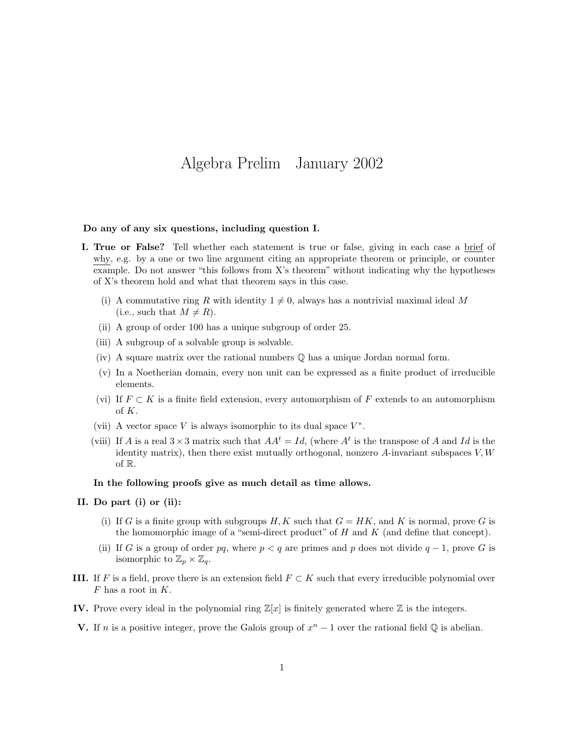# Algebra Prelim January 2002

**Do any of any six questions, including question I.**

**I. True or False?** Tell whether each statement is true or false, giving in each case a brief of why, e.g. by a one or two line argument citing an appropriate theorem or principle, or counter example. Do not answer "this follows from X's theorem" without indicating why the hypotheses of X's theorem hold and what that theorem says in this case.

- (i) A commutative ring $R$ with identity $1 \neq 0$, always has a nontrivial maximal ideal $M$ (i.e., such that $M \neq R$).
- (ii) A group of order 100 has a unique subgroup of order 25.
- (iii) A subgroup of a solvable group is solvable.
- (iv) A square matrix over the rational numbers $\mathbb{Q}$ has a unique Jordan normal form.
- (v) In a Noetherian domain, every non unit can be expressed as a finite product of irreducible elements.
- (vi) If $F \subset K$ is a finite field extension, every automorphism of $F$ extends to an automorphism of $K$.
- (vii) A vector space $V$ is always isomorphic to its dual space $V^*$.
- (viii) If $A$ is a real $3 \times 3$ matrix such that $AA^t = Id$, (where $A^t$ is the transpose of $A$ and $Id$ is the identity matrix), then there exist mutually orthogonal, nonzero $A$-invariant subspaces $V, W$ of $\mathbb{R}$.

**In the following proofs give as much detail as time allows.**

**II. Do part (i) or (ii):**

- (i) If $G$ is a finite group with subgroups $H, K$ such that $G = HK$, and $K$ is normal, prove $G$ is the homomorphic image of a "semi-direct product" of $H$ and $K$ (and define that concept).
- (ii) If $G$ is a group of order $pq$, where $p < q$ are primes and $p$ does not divide $q - 1$, prove $G$ is isomorphic to $\mathbb{Z}_p \times \mathbb{Z}_q$.

**III.** If $F$ is a field, prove there is an extension field $F \subset K$ such that every irreducible polynomial over $F$ has a root in $K$.

**IV.** Prove every ideal in the polynomial ring $\mathbb{Z}[x]$ is finitely generated where $\mathbb{Z}$ is the integers.

**V.** If $n$ is a positive integer, prove the Galois group of $x^n - 1$ over the rational field $\mathbb{Q}$ is abelian.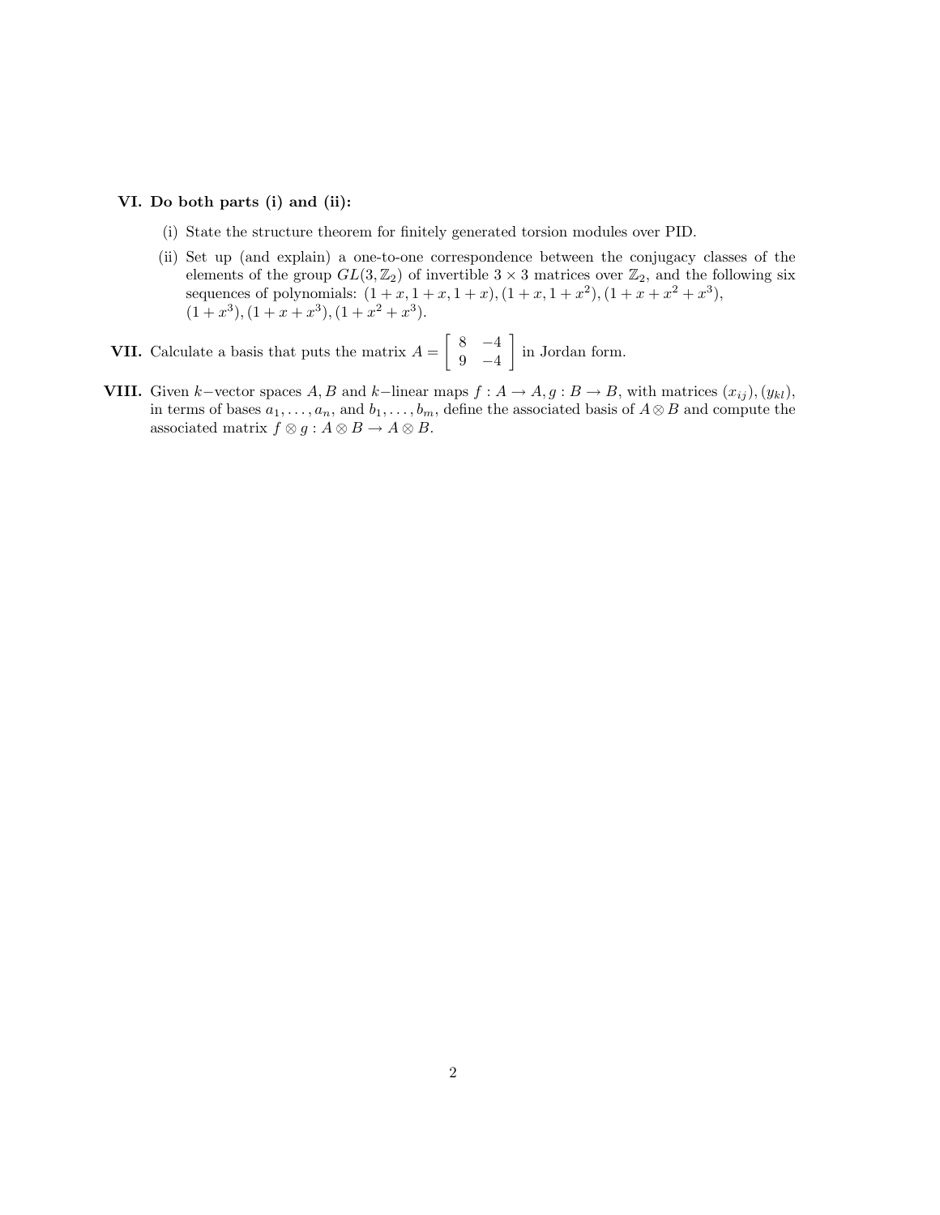**VI. Do both parts (i) and (ii):**

(i) State the structure theorem for finitely generated torsion modules over PID.

(ii) Set up (and explain) a one-to-one correspondence between the conjugacy classes of the elements of the group $GL(3, \mathbb{Z}_2)$ of invertible $3 \times 3$ matrices over $\mathbb{Z}_2$, and the following six sequences of polynomials: $(1 + x, 1 + x, 1 + x), (1 + x, 1 + x^2), (1 + x + x^2 + x^3)$, $(1 + x^3), (1 + x + x^3), (1 + x^2 + x^3)$.

**VII.** Calculate a basis that puts the matrix $A = \begin{bmatrix} 8 & -4 \\ 9 & -4 \end{bmatrix}$ in Jordan form.

**VIII.** Given $k-$vector spaces $A, B$ and $k-$linear maps $f : A \to A, g : B \to B$, with matrices $(x_{ij}), (y_{kl})$, in terms of bases $a_1, \ldots, a_n$, and $b_1, \ldots, b_m$, define the associated basis of $A \otimes B$ and compute the associated matrix $f \otimes g : A \otimes B \to A \otimes B$.